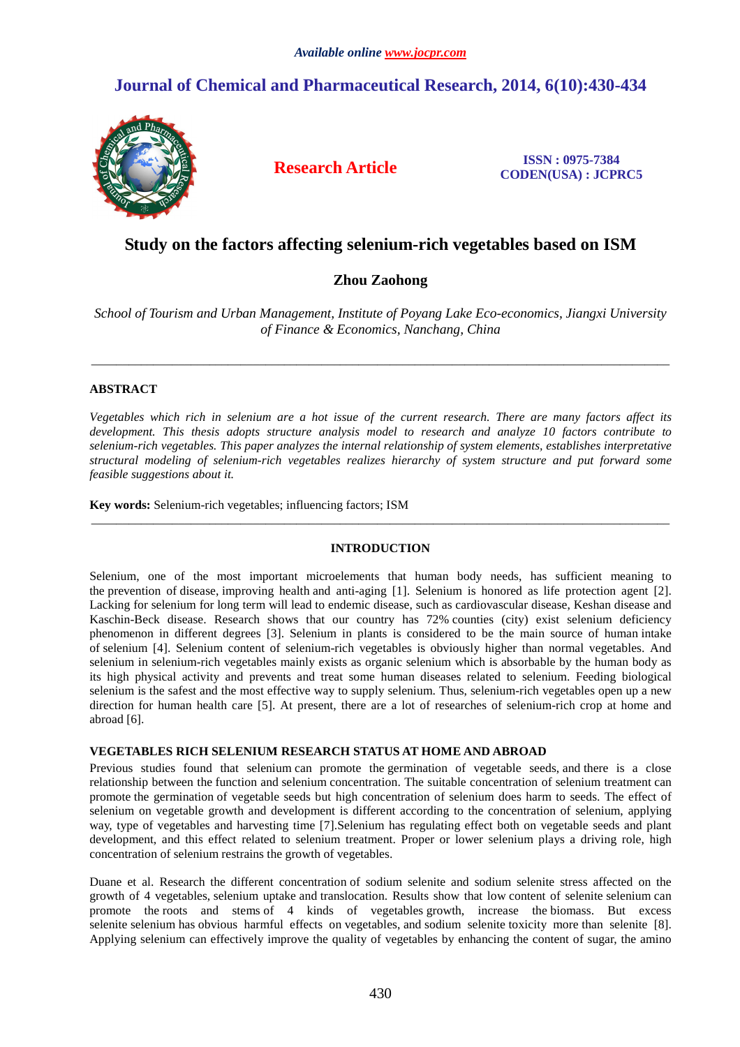# Study on the factors affecting selenium-rich vegetables based on ISM

**Zhou Zaohong**

*School of Tourism and Urban Management, Institute of Poyang Lake Eco-economics, Jiangxi University of Finance & Economics, Nanchang, China*

---

## ABSTRACT

*Vegetables which rich in selenium are a hot issue of the current research. There are many factors affect its development. This thesis adopts structure analysis model to research and analyze 10 factors contribute to selenium-rich vegetables. This paper analyzes the internal relationship of system elements, establishes interpretative structural modeling of selenium-rich vegetables realizes hierarchy of system structure and put forward some feasible suggestions about it.*

**Key words:** Selenium-rich vegetables; influencing factors; ISM

---

## INTRODUCTION

Selenium, one of the most important microelements that human body needs, has sufficient meaning to the prevention of disease, improving health and anti-aging [1]. Selenium is honored as life protection agent [2]. Lacking for selenium for long term will lead to endemic disease, such as cardiovascular disease, Keshan disease and Kaschin-Beck disease. Research shows that our country has 72% counties (city) exist selenium deficiency phenomenon in different degrees [3]. Selenium in plants is considered to be the main source of human intake of selenium [4]. Selenium content of selenium-rich vegetables is obviously higher than normal vegetables. And selenium in selenium-rich vegetables mainly exists as organic selenium which is absorbable by the human body as its high physical activity and prevents and treat some human diseases related to selenium. Feeding biological selenium is the safest and the most effective way to supply selenium. Thus, selenium-rich vegetables open up a new direction for human health care [5]. At present, there are a lot of researches of selenium-rich crop at home and abroad [6].

## VEGETABLES RICH SELENIUM RESEARCH STATUS AT HOME AND ABROAD

Previous studies found that selenium can promote the germination of vegetable seeds, and there is a close relationship between the function and selenium concentration. The suitable concentration of selenium treatment can promote the germination of vegetable seeds but high concentration of selenium does harm to seeds. The effect of selenium on vegetable growth and development is different according to the concentration of selenium, applying way, type of vegetables and harvesting time [7].Selenium has regulating effect both on vegetable seeds and plant development, and this effect related to selenium treatment. Proper or lower selenium plays a driving role, high concentration of selenium restrains the growth of vegetables.

Duane et al. Research the different concentration of sodium selenite and sodium selenite stress affected on the growth of 4 vegetables, selenium uptake and translocation. Results show that low content of selenite selenium can promote the roots and stems of 4 kinds of vegetables growth, increase the biomass. But excess selenite selenium has obvious harmful effects on vegetables, and sodium selenite toxicity more than selenite [8]. Applying selenium can effectively improve the quality of vegetables by enhancing the content of sugar, the amino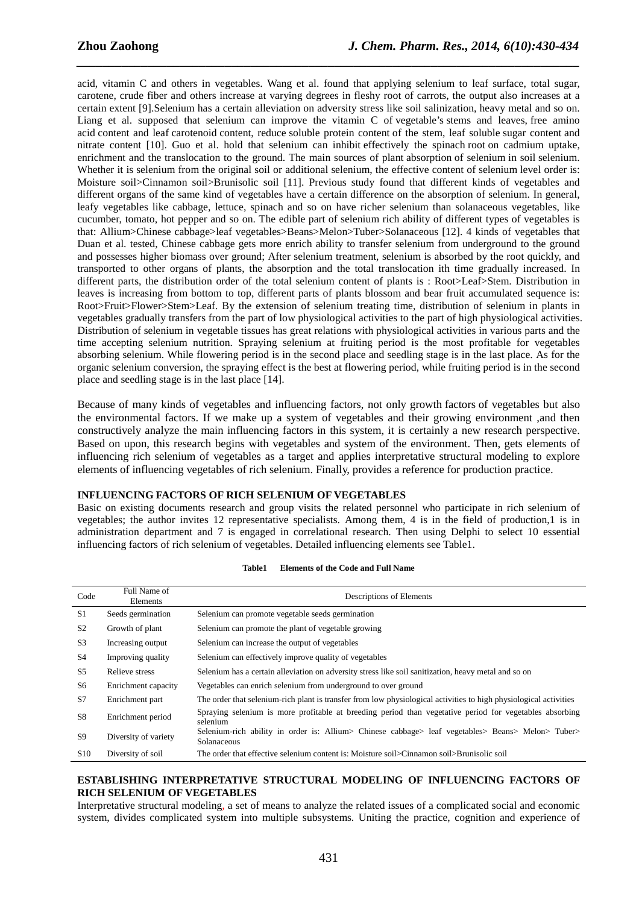acid, vitamin C and others in vegetables. Wang et al. found that applying selenium to leaf surface, total sugar, carotene, crude fiber and others increase at varying degrees in fleshy root of carrots, the output also increases at a certain extent [9].Selenium has a certain alleviation on adversity stress like soil salinization, heavy metal and so on. Liang et al. supposed that selenium can improve the vitamin C of vegetable's stems and leaves, free amino acid content and leaf carotenoid content, reduce soluble protein content of the stem, leaf soluble sugar content and nitrate content [10]. Guo et al. hold that selenium can inhibit effectively the spinach root on cadmium uptake, enrichment and the translocation to the ground. The main sources of plant absorption of selenium in soil selenium. Whether it is selenium from the original soil or additional selenium, the effective content of selenium level order is: Moisture soil>Cinnamon soil>Brunisolic soil [11]. Previous study found that different kinds of vegetables and different organs of the same kind of vegetables have a certain difference on the absorption of selenium. In general, leafy vegetables like cabbage, lettuce, spinach and so on have richer selenium than solanaceous vegetables, like cucumber, tomato, hot pepper and so on. The edible part of selenium rich ability of different types of vegetables is that: Allium>Chinese cabbage>leaf vegetables>Beans>Melon>Tuber>Solanaceous [12]. 4 kinds of vegetables that Duan et al. tested, Chinese cabbage gets more enrich ability to transfer selenium from underground to the ground and possesses higher biomass over ground; After selenium treatment, selenium is absorbed by the root quickly, and transported to other organs of plants, the absorption and the total translocation ith time gradually increased. In different parts, the distribution order of the total selenium content of plants is : Root>Leaf>Stem. Distribution in leaves is increasing from bottom to top, different parts of plants blossom and bear fruit accumulated sequence is: Root>Fruit>Flower>Stem>Leaf. By the extension of selenium treating time, distribution of selenium in plants in vegetables gradually transfers from the part of low physiological activities to the part of high physiological activities. Distribution of selenium in vegetable tissues has great relations with physiological activities in various parts and the time accepting selenium nutrition. Spraying selenium at fruiting period is the most profitable for vegetables absorbing selenium. While flowering period is in the second place and seedling stage is in the last place. As for the organic selenium conversion, the spraying effect is the best at flowering period, while fruiting period is in the second place and seedling stage is in the last place [14].

Because of many kinds of vegetables and influencing factors, not only growth factors of vegetables but also the environmental factors. If we make up a system of vegetables and their growing environment ,and then constructively analyze the main influencing factors in this system, it is certainly a new research perspective. Based on upon, this research begins with vegetables and system of the environment. Then, gets elements of influencing rich selenium of vegetables as a target and applies interpretative structural modeling to explore elements of influencing vegetables of rich selenium. Finally, provides a reference for production practice.

## INFLUENCING FACTORS OF RICH SELENIUM OF VEGETABLES

Basic on existing documents research and group visits the related personnel who participate in rich selenium of vegetables; the author invites 12 representative specialists. Among them, 4 is in the field of production,1 is in administration department and 7 is engaged in correlational research. Then using Delphi to select 10 essential influencing factors of rich selenium of vegetables. Detailed influencing elements see Table1.

**Table1 Elements of the Code and Full Name**

| Code | Full Name of Elements | Descriptions of Elements |
|---|---|---|
| S1 | Seeds germination | Selenium can promote vegetable seeds germination |
| S2 | Growth of plant | Selenium can promote the plant of vegetable growing |
| S3 | Increasing output | Selenium can increase the output of vegetables |
| S4 | Improving quality | Selenium can effectively improve quality of vegetables |
| S5 | Relieve stress | Selenium has a certain alleviation on adversity stress like soil sanitization, heavy metal and so on |
| S6 | Enrichment capacity | Vegetables can enrich selenium from underground to over ground |
| S7 | Enrichment part | The order that selenium-rich plant is transfer from low physiological activities to high physiological activities |
| S8 | Enrichment period | Spraying selenium is more profitable at breeding period than vegetative period for vegetables absorbing selenium |
| S9 | Diversity of variety | Selenium-rich ability in order is: Allium> Chinese cabbage> leaf vegetables> Beans> Melon> Tuber> Solanaceous |
| S10 | Diversity of soil | The order that effective selenium content is: Moisture soil>Cinnamon soil>Brunisolic soil |

## ESTABLISHING INTERPRETATIVE STRUCTURAL MODELING OF INFLUENCING FACTORS OF RICH SELENIUM OF VEGETABLES

Interpretative structural modeling, a set of means to analyze the related issues of a complicated social and economic system, divides complicated system into multiple subsystems. Uniting the practice, cognition and experience of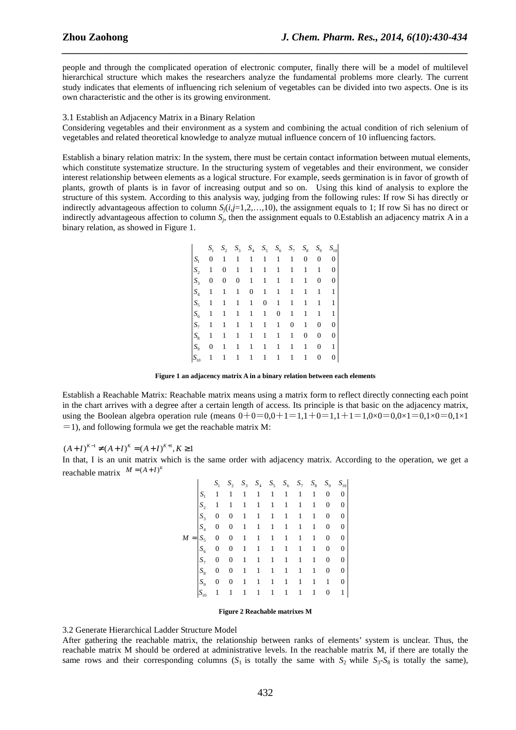people and through the complicated operation of electronic computer, finally there will be a model of multilevel hierarchical structure which makes the researchers analyze the fundamental problems more clearly. The current study indicates that elements of influencing rich selenium of vegetables can be divided into two aspects. One is its own characteristic and the other is its growing environment.

3.1 Establish an Adjacency Matrix in a Binary Relation

Considering vegetables and their environment as a system and combining the actual condition of rich selenium of vegetables and related theoretical knowledge to analyze mutual influence concern of 10 influencing factors.

Establish a binary relation matrix: In the system, there must be certain contact information between mutual elements, which constitute systematize structure. In the structuring system of vegetables and their environment, we consider interest relationship between elements as a logical structure. For example, seeds germination is in favor of growth of plants, growth of plants is in favor of increasing output and so on. Using this kind of analysis to explore the structure of this system. According to this analysis way, judging from the following rules: If row Si has directly or indirectly advantageous affection to column $S_j(i,j=1,2,\ldots,10)$, the assignment equals to 1; If row Si has no direct or indirectly advantageous affection to column $S_j$, then the assignment equals to 0.Establish an adjacency matrix A in a binary relation, as showed in Figure 1.

| | $S_1$ | $S_2$ | $S_3$ | $S_4$ | $S_5$ | $S_6$ | $S_7$ | $S_8$ | $S_9$ | $S_{10}$ |
|---|---|---|---|---|---|---|---|---|---|---|
| $S_1$ | 0 | 1 | 1 | 1 | 1 | 1 | 1 | 0 | 0 | 0 |
| $S_2$ | 1 | 0 | 1 | 1 | 1 | 1 | 1 | 1 | 1 | 0 |
| $S_3$ | 0 | 0 | 0 | 1 | 1 | 1 | 1 | 1 | 0 | 0 |
| $S_4$ | 1 | 1 | 1 | 0 | 1 | 1 | 1 | 1 | 1 | 1 |
| $S_5$ | 1 | 1 | 1 | 1 | 0 | 1 | 1 | 1 | 1 | 1 |
| $S_6$ | 1 | 1 | 1 | 1 | 1 | 0 | 1 | 1 | 1 | 1 |
| $S_7$ | 1 | 1 | 1 | 1 | 1 | 1 | 0 | 1 | 0 | 0 |
| $S_8$ | 1 | 1 | 1 | 1 | 1 | 1 | 1 | 0 | 0 | 0 |
| $S_9$ | 0 | 1 | 1 | 1 | 1 | 1 | 1 | 1 | 0 | 1 |
| $S_{10}$ | 1 | 1 | 1 | 1 | 1 | 1 | 1 | 1 | 0 | 0 |

**Figure 1 an adjacency matrix A in a binary relation between each elements**

Establish a Reachable Matrix: Reachable matrix means using a matrix form to reflect directly connecting each point in the chart arrives with a degree after a certain length of access. Its principle is that basic on the adjacency matrix, using the Boolean algebra operation rule (means 0＋0＝0,0＋1＝1,1＋0＝1,1＋1＝1,0×0＝0,0×1＝0,1×0＝0,1×1＝1), and following formula we get the reachable matrix M:

$$(A+I)^{K-1} \neq (A+I)^{K} = (A+I)^{K+1}, K \geq 1$$

In that, I is an unit matrix which is the same order with adjacency matrix. According to the operation, we get a reachable matrix $M=(A+I)^{K}$

$M =$

| | $S_1$ | $S_2$ | $S_3$ | $S_4$ | $S_5$ | $S_6$ | $S_7$ | $S_8$ | $S_9$ | $S_{10}$ |
|---|---|---|---|---|---|---|---|---|---|---|
| $S_1$ | 1 | 1 | 1 | 1 | 1 | 1 | 1 | 1 | 0 | 0 |
| $S_2$ | 1 | 1 | 1 | 1 | 1 | 1 | 1 | 1 | 0 | 0 |
| $S_3$ | 0 | 0 | 1 | 1 | 1 | 1 | 1 | 1 | 0 | 0 |
| $S_4$ | 0 | 0 | 1 | 1 | 1 | 1 | 1 | 1 | 0 | 0 |
| $S_5$ | 0 | 0 | 1 | 1 | 1 | 1 | 1 | 1 | 0 | 0 |
| $S_6$ | 0 | 0 | 1 | 1 | 1 | 1 | 1 | 1 | 0 | 0 |
| $S_7$ | 0 | 0 | 1 | 1 | 1 | 1 | 1 | 1 | 0 | 0 |
| $S_8$ | 0 | 0 | 1 | 1 | 1 | 1 | 1 | 1 | 0 | 0 |
| $S_9$ | 0 | 0 | 1 | 1 | 1 | 1 | 1 | 1 | 1 | 0 |
| $S_{10}$ | 1 | 1 | 1 | 1 | 1 | 1 | 1 | 1 | 0 | 1 |

**Figure 2 Reachable matrixes M**

3.2 Generate Hierarchical Ladder Structure Model

After gathering the reachable matrix, the relationship between ranks of elements' system is unclear. Thus, the reachable matrix M should be ordered at administrative levels. In the reachable matrix M, if there are totally the same rows and their corresponding columns ($S_1$ is totally the same with $S_2$ while $S_3$-$S_8$ is totally the same),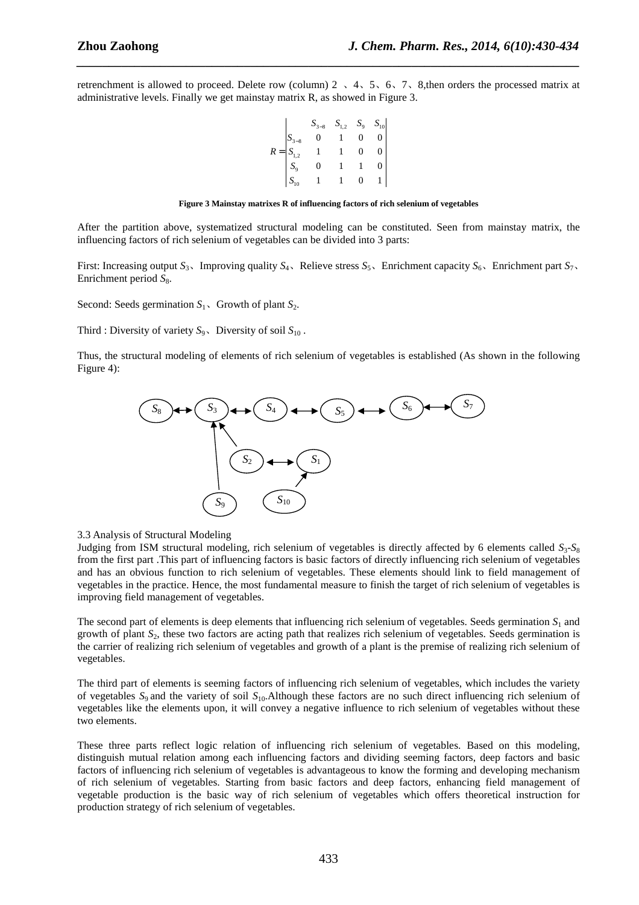retrenchment is allowed to proceed. Delete row (column) 2 、4、5、6、7、8,then orders the processed matrix at administrative levels. Finally we get mainstay matrix R, as showed in Figure 3.

$$R = \begin{vmatrix} & S_{3-8} & S_{1,2} & S_9 & S_{10} \\ S_{3-8} & 0 & 1 & 0 & 0 \\ S_{1,2} & 1 & 1 & 0 & 0 \\ S_9 & 0 & 1 & 1 & 0 \\ S_{10} & 1 & 1 & 0 & 1 \end{vmatrix}$$

**Figure 3 Mainstay matrixes R of influencing factors of rich selenium of vegetables**

After the partition above, systematized structural modeling can be constituted. Seen from mainstay matrix, the influencing factors of rich selenium of vegetables can be divided into 3 parts:

First: Increasing output $S_3$、Improving quality $S_4$、Relieve stress $S_5$、Enrichment capacity $S_6$、Enrichment part $S_7$、Enrichment period $S_8$.

Second: Seeds germination $S_1$、Growth of plant $S_2$.

Third : Diversity of variety $S_9$、Diversity of soil $S_{10}$ .

Thus, the structural modeling of elements of rich selenium of vegetables is established (As shown in the following Figure 4):

3.3 Analysis of Structural Modeling

Judging from ISM structural modeling, rich selenium of vegetables is directly affected by 6 elements called $S_3$-$S_8$ from the first part .This part of influencing factors is basic factors of directly influencing rich selenium of vegetables and has an obvious function to rich selenium of vegetables. These elements should link to field management of vegetables in the practice. Hence, the most fundamental measure to finish the target of rich selenium of vegetables is improving field management of vegetables.

The second part of elements is deep elements that influencing rich selenium of vegetables. Seeds germination $S_1$ and growth of plant $S_2$, these two factors are acting path that realizes rich selenium of vegetables. Seeds germination is the carrier of realizing rich selenium of vegetables and growth of a plant is the premise of realizing rich selenium of vegetables.

The third part of elements is seeming factors of influencing rich selenium of vegetables, which includes the variety of vegetables $S_9$ and the variety of soil $S_{10}$.Although these factors are no such direct influencing rich selenium of vegetables like the elements upon, it will convey a negative influence to rich selenium of vegetables without these two elements.

These three parts reflect logic relation of influencing rich selenium of vegetables. Based on this modeling, distinguish mutual relation among each influencing factors and dividing seeming factors, deep factors and basic factors of influencing rich selenium of vegetables is advantageous to know the forming and developing mechanism of rich selenium of vegetables. Starting from basic factors and deep factors, enhancing field management of vegetable production is the basic way of rich selenium of vegetables which offers theoretical instruction for production strategy of rich selenium of vegetables.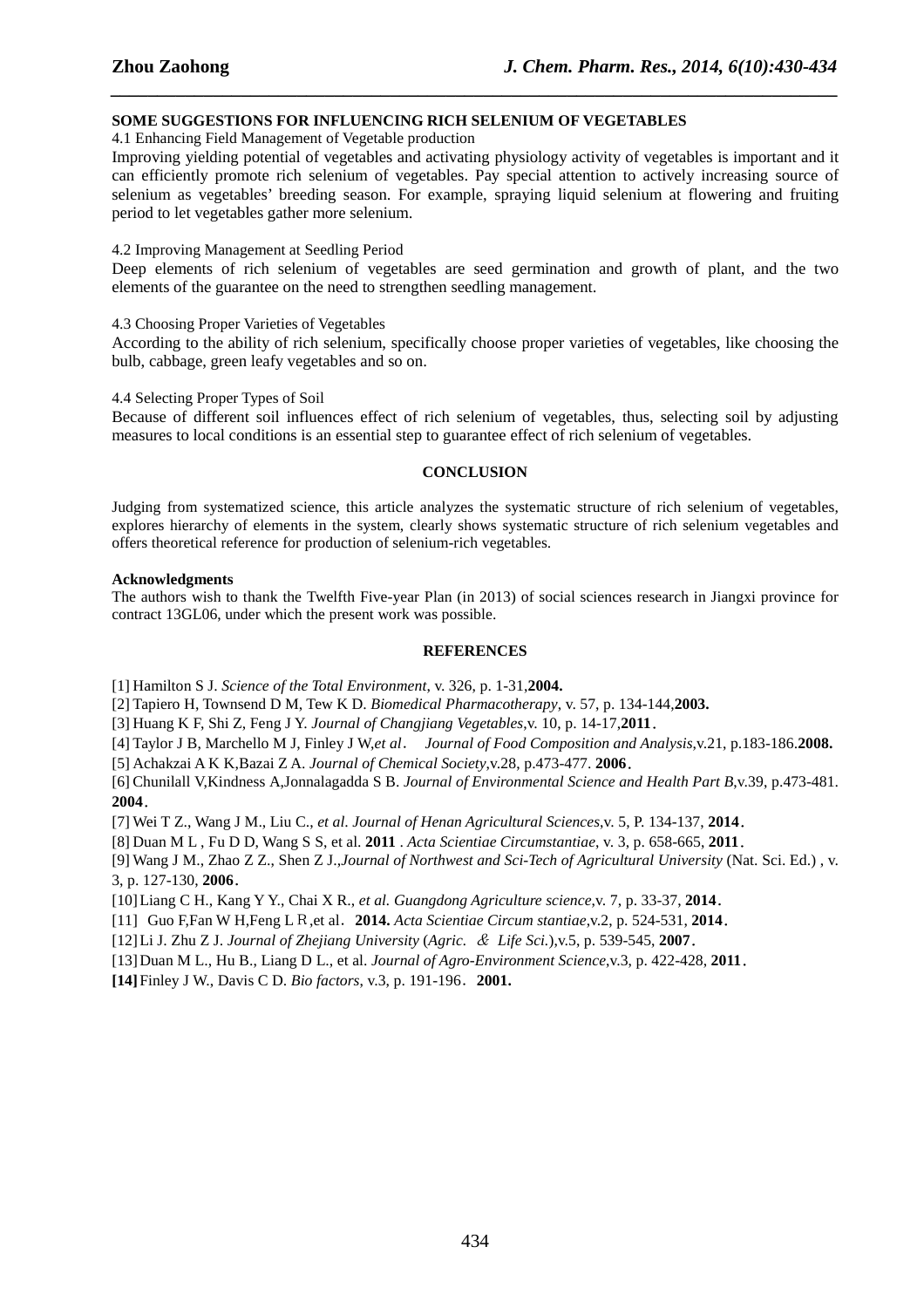**SOME SUGGESTIONS FOR INFLUENCING RICH SELENIUM OF VEGETABLES**

4.1 Enhancing Field Management of Vegetable production

Improving yielding potential of vegetables and activating physiology activity of vegetables is important and it can efficiently promote rich selenium of vegetables. Pay special attention to actively increasing source of selenium as vegetables' breeding season. For example, spraying liquid selenium at flowering and fruiting period to let vegetables gather more selenium.

4.2 Improving Management at Seedling Period

Deep elements of rich selenium of vegetables are seed germination and growth of plant, and the two elements of the guarantee on the need to strengthen seedling management.

4.3 Choosing Proper Varieties of Vegetables

According to the ability of rich selenium, specifically choose proper varieties of vegetables, like choosing the bulb, cabbage, green leafy vegetables and so on.

4.4 Selecting Proper Types of Soil

Because of different soil influences effect of rich selenium of vegetables, thus, selecting soil by adjusting measures to local conditions is an essential step to guarantee effect of rich selenium of vegetables.

## CONCLUSION

Judging from systematized science, this article analyzes the systematic structure of rich selenium of vegetables, explores hierarchy of elements in the system, clearly shows systematic structure of rich selenium vegetables and offers theoretical reference for production of selenium-rich vegetables.

**Acknowledgments**

The authors wish to thank the Twelfth Five-year Plan (in 2013) of social sciences research in Jiangxi province for contract 13GL06, under which the present work was possible.

## REFERENCES

[1] Hamilton S J. *Science of the Total Environment*, v. 326, p. 1-31,**2004.**

[2] Tapiero H, Townsend D M, Tew K D. *Biomedical Pharmacotherapy*, v. 57, p. 134-144,**2003.**

[3] Huang K F, Shi Z, Feng J Y. *Journal of Changjiang Vegetables*,v. 10, p. 14-17,**2011**.

[4] Taylor J B, Marchello M J, Finley J W,*et al*. *Journal of Food Composition and Analysis*,v.21, p.183-186.**2008.**

[5] Achakzai A K K,Bazai Z A. *Journal of Chemical Society*,v.28, p.473-477. **2006**.

[6] Chunilall V,Kindness A,Jonnalagadda S B. *Journal of Environmental Science and Health Part B*,v.39, p.473-481. **2004**.

[7] Wei T Z., Wang J M., Liu C., *et al. Journal of Henan Agricultural Sciences*,v. 5, P. 134-137, **2014**.

[8] Duan M L , Fu D D, Wang S S, et al. **2011** . *Acta Scientiae Circumstantiae*, v. 3, p. 658-665, **2011**.

[9] Wang J M., Zhao Z Z., Shen Z J.,*Journal of Northwest and Sci-Tech of Agricultural University* (Nat. Sci. Ed.) , v. 3, p. 127-130, **2006**.

[10] Liang C H., Kang Y Y., Chai X R., *et al. Guangdong Agriculture science*,v. 7, p. 33-37, **2014**.

[11] Guo F,Fan W H,Feng L R,et al. **2014.** *Acta Scientiae Circum stantiae*,v.2, p. 524-531, **2014**.

[12] Li J. Zhu Z J. *Journal of Zhejiang University* (*Agric. & Life Sci.*),v.5, p. 539-545, **2007**.

[13] Duan M L., Hu B., Liang D L., et al. *Journal of Agro-Environment Science*,v.3, p. 422-428, **2011**.

**[14]** Finley J W., Davis C D. *Bio factors*, v.3, p. 191-196. **2001.**